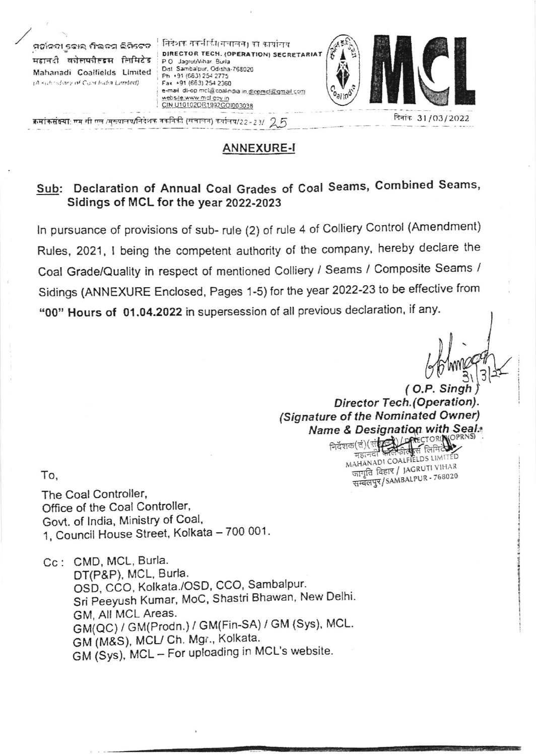ମହାନଦୀ କୋଲ ଫିଲଡସ ଲିମିଟେଡ
महानदी कोलफील्ड्स लिमिटेड
Mahanadi Coalfields Limited
(A subsidiary of Coal India Limited)

निदेशक तकनीकी(संचालन) का कार्यालय
DIRECTOR TECH. (OPERATION) SECRETARIAT
P.O. JagrutiVihar, Burla
Dist. Sambalpur, Odisha-768020
Ph. +91 (663) 254 2775
Fax +91 (663) 254 2360
e-mail: dt-op.mcl@coalindia.in, dtopmcl@gmail.com
website: www.mcl.gov.in
CIN U10102OR1992GOI003038

MCL

क्रमांकसंख्या: एम सी एल /मुख्यालय/निदेशक तकनीकी (संचालन) कार्यालय/22-23/ 25

दिनांक 31/03/2022

## ANNEXURE-I

## Sub: Declaration of Annual Coal Grades of Coal Seams, Combined Seams, Sidings of MCL for the year 2022-2023

In pursuance of provisions of sub- rule (2) of rule 4 of Colliery Control (Amendment) Rules, 2021, I being the competent authority of the company, hereby declare the Coal Grade/Quality in respect of mentioned Colliery / Seams / Composite Seams / Sidings (ANNEXURE Enclosed, Pages 1-5) for the year 2022-23 to be effective from **"00" Hours of 01.04.2022** in supersession of all previous declaration, if any.

31/3/22

**( O.P. Singh )**
***Director Tech.(Operation).***
***(Signature of the Nominated Owner)***
***Name & Designation with Seal.***

निदेशक(तं)(संचालन) / DIRECTOR(T)(OPRNS)
महानदी कोलफील्ड्स लिमिटेड
MAHANADI COALFIELDS LIMITED
जागृति विहार / JAGRUTI VIHAR
सम्बलपुर / SAMBALPUR - 768020

To,

The Coal Controller,
Office of the Coal Controller,
Govt. of India, Ministry of Coal,
1, Council House Street, Kolkata – 700 001.

Cc : CMD, MCL, Burla.
DT(P&P), MCL, Burla.
OSD, CCO, Kolkata./OSD, CCO, Sambalpur.
Sri Peeyush Kumar, MoC, Shastri Bhawan, New Delhi.
GM, All MCL Areas.
GM(QC) / GM(Prodn.) / GM(Fin-SA) / GM (Sys), MCL.
GM (M&S), MCL/ Ch. Mgr., Kolkata.
GM (Sys), MCL – For uploading in MCL's website.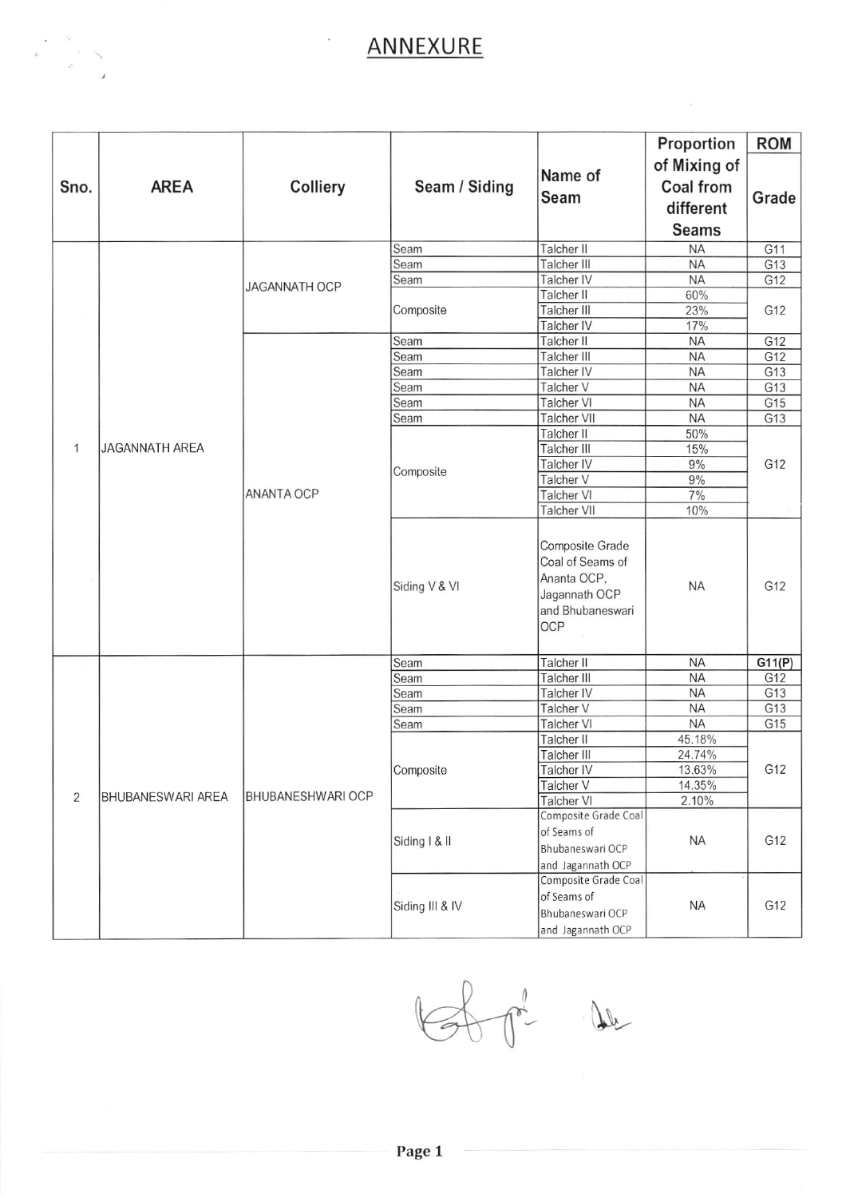# ANNEXURE

| Sno. | AREA | Colliery | Seam / Siding | Name of Seam | Proportion of Mixing of Coal from different Seams | ROM Grade |
|---|---|---|---|---|---|---|
| 1 | JAGANNATH AREA | JAGANNATH OCP | Seam | Talcher II | NA | G11 |
| | | | Seam | Talcher III | NA | G13 |
| | | | Seam | Talcher IV | NA | G12 |
| | | | Composite | Talcher II | 60% | G12 |
| | | | | Talcher III | 23% | |
| | | | | Talcher IV | 17% | |
| | | ANANTA OCP | Seam | Talcher II | NA | G12 |
| | | | Seam | Talcher III | NA | G12 |
| | | | Seam | Talcher IV | NA | G13 |
| | | | Seam | Talcher V | NA | G13 |
| | | | Seam | Talcher VI | NA | G15 |
| | | | Seam | Talcher VII | NA | G13 |
| | | | Composite | Talcher II | 50% | G12 |
| | | | | Talcher III | 15% | |
| | | | | Talcher IV | 9% | |
| | | | | Talcher V | 9% | |
| | | | | Talcher VI | 7% | |
| | | | | Talcher VII | 10% | |
| | | | Siding V & VI | Composite Grade Coal of Seams of Ananta OCP, Jagannath OCP and Bhubaneswari OCP | NA | G12 |
| 2 | BHUBANESWARI AREA | BHUBANESHWARI OCP | Seam | Talcher II | NA | **G11(P)** |
| | | | Seam | Talcher III | NA | G12 |
| | | | Seam | Talcher IV | NA | G13 |
| | | | Seam | Talcher V | NA | G13 |
| | | | Seam | Talcher VI | NA | G15 |
| | | | Composite | Talcher II | 45.18% | G12 |
| | | | | Talcher III | 24.74% | |
| | | | | Talcher IV | 13.63% | |
| | | | | Talcher V | 14.35% | |
| | | | | Talcher VI | 2.10% | |
| | | | Siding I & II | Composite Grade Coal of Seams of Bhubaneswari OCP and Jagannath OCP | NA | G12 |
| | | | Siding III & IV | Composite Grade Coal of Seams of Bhubaneswari OCP and Jagannath OCP | NA | G12 |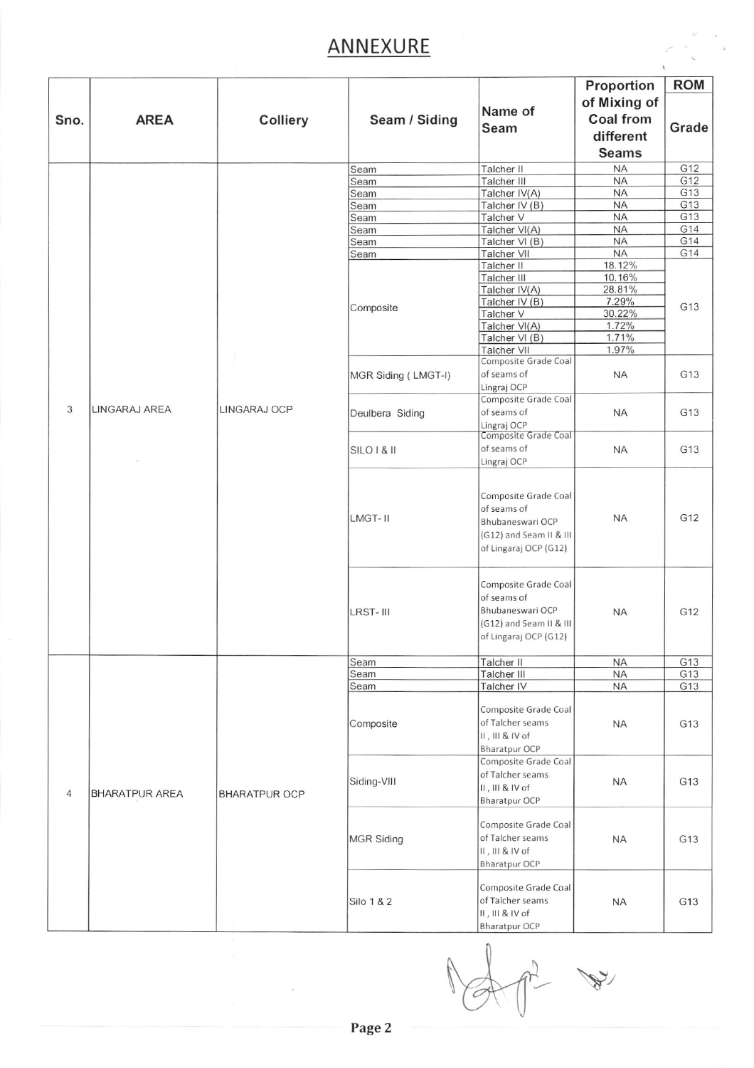## ANNEXURE

| Sno. | AREA | Colliery | Seam / Siding | Name of Seam | Proportion of Mixing of Coal from different Seams | ROM Grade |
|---|---|---|---|---|---|---|
| 3 | LINGARAJ AREA | LINGARAJ OCP | Seam | Talcher II | NA | G12 |
| | | | Seam | Talcher III | NA | G12 |
| | | | Seam | Talcher IV(A) | NA | G13 |
| | | | Seam | Talcher IV (B) | NA | G13 |
| | | | Seam | Talcher V | NA | G13 |
| | | | Seam | Talcher VI(A) | NA | G14 |
| | | | Seam | Talcher VI (B) | NA | G14 |
| | | | Seam | Talcher VII | NA | G14 |
| | | | Composite | Talcher II | 18.12% | G13 |
| | | | | Talcher III | 10.16% | |
| | | | | Talcher IV(A) | 28.81% | |
| | | | | Talcher IV (B) | 7.29% | |
| | | | | Talcher V | 30.22% | |
| | | | | Talcher VI(A) | 1.72% | |
| | | | | Talcher VI (B) | 1.71% | |
| | | | | Talcher VII | 1.97% | |
| | | | MGR Siding ( LMGT-I) | Composite Grade Coal of seams of Lingraj OCP | NA | G13 |
| | | | Deulbera Siding | Composite Grade Coal of seams of Lingraj OCP | NA | G13 |
| | | | SILO I & II | Composite Grade Coal of seams of Lingraj OCP | NA | G13 |
| | | | LMGT- II | Composite Grade Coal of seams of Bhubaneswari OCP (G12) and Seam II & III of Lingaraj OCP (G12) | NA | G12 |
| | | | LRST- III | Composite Grade Coal of seams of Bhubaneswari OCP (G12) and Seam II & III of Lingaraj OCP (G12) | NA | G12 |
| 4 | BHARATPUR AREA | BHARATPUR OCP | Seam | Talcher II | NA | G13 |
| | | | Seam | Talcher III | NA | G13 |
| | | | Seam | Talcher IV | NA | G13 |
| | | | Composite | Composite Grade Coal of Talcher seams II , III & IV of Bharatpur OCP | NA | G13 |
| | | | Siding-VIII | Composite Grade Coal of Talcher seams II , III & IV of Bharatpur OCP | NA | G13 |
| | | | MGR Siding | Composite Grade Coal of Talcher seams II , III & IV of Bharatpur OCP | NA | G13 |
| | | | Silo 1 & 2 | Composite Grade Coal of Talcher seams II , III & IV of Bharatpur OCP | NA | G13 |